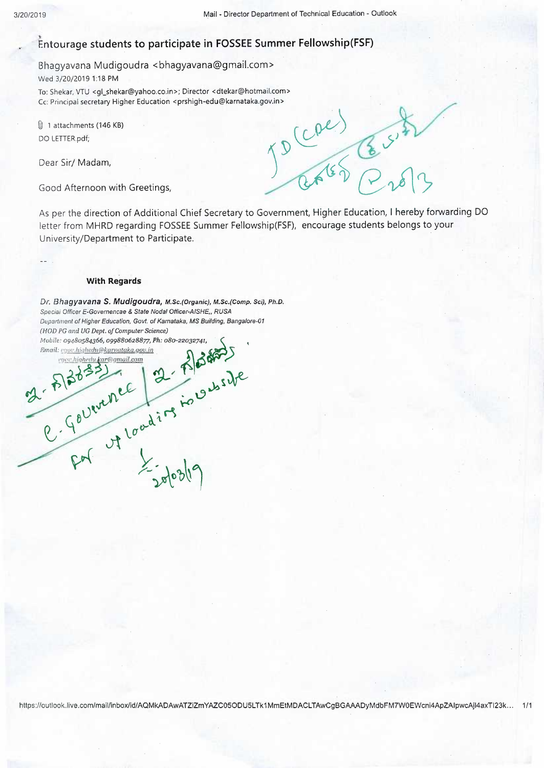# Entourage students to participate in FOSSEE Summer Fellowship(FSF)

Bhagyavana Mudigoudra <bhagyavana@gmail.com>

Wed 3/20/2019 1:18 PM

To: Shekar, VTU <gl_shekar@yahoo.co.in>; Director <dtekar@hotmail.com>

Cc: Principal secretary Higher Education <prshigh-edu@karnataka.gov.in>

1 attachments (146 KB)

DO LETTER.pdf;

Dear Sir/ Madam,

Good Afternoon with Greetings,

As per the direction of Additional Chief Secretary to Government, Higher Education, I hereby forwarding DO letter from MHRD regarding FOSSEE Summer Fellowship(FSF), encourage students belongs to your University/Department to Participate.

--

**With Regards**

***Dr. Bhagyavana S. Mudigoudra**, M.Sc.(Organic), M.Sc.(Comp. Sci), Ph.D.*

*Special Officer E-Governencae & State Nodal Officer-AISHE,, RUSA*

*Department of Higher Education, Govt. of Karnataka, MS Building, Bangalore-01*

*(HOD PG and UG Dept. of Computer Science)*

*Mobile: 09480584366, 09988062887​7, Ph: 080-22032741,*

*Email: egov.highedu@karnataka.gov.in*

*egov.highedukar@gmail.com*

JD (CDC)

e-Governence | For uploading in website

20/03/19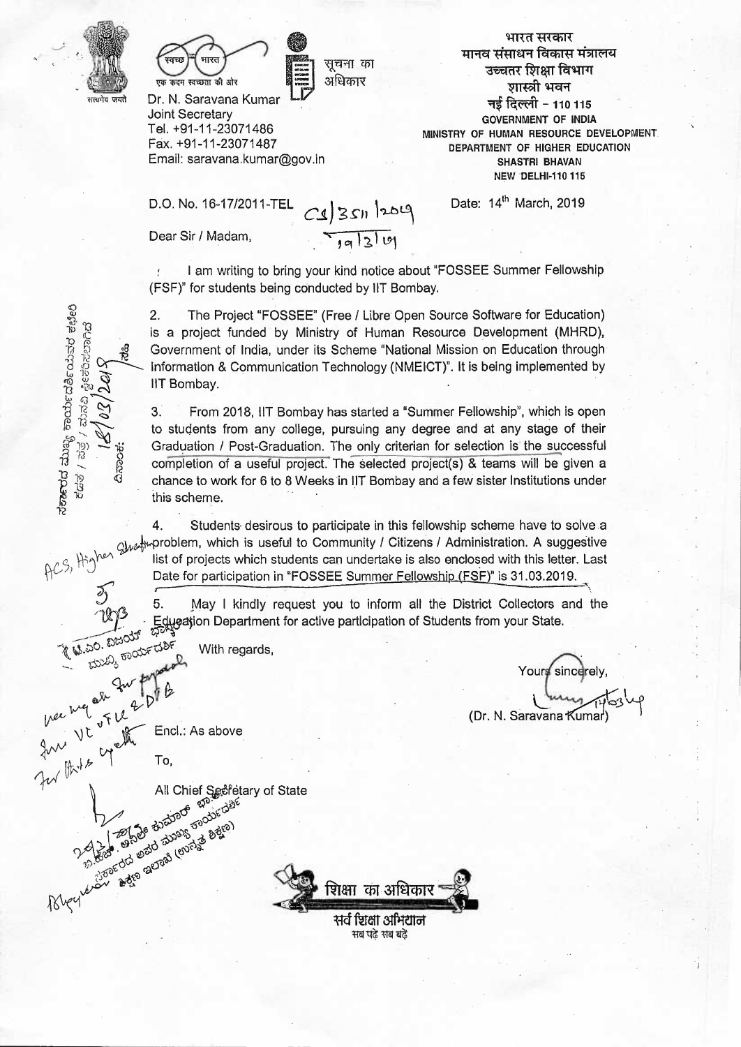भारत सरकार
मानव संसाधन विकास मंत्रालय
उच्चतर शिक्षा विभाग
शास्त्री भवन
नई दिल्ली – 110 115

GOVERNMENT OF INDIA
MINISTRY OF HUMAN RESOURCE DEVELOPMENT
DEPARTMENT OF HIGHER EDUCATION
SHASTRI BHAVAN
NEW DELHI-110 115

Dr. N. Saravana Kumar
Joint Secretary
Tel. +91-11-23071486
Fax. +91-11-23071487
Email: saravana.kumar@gov.in

D.O. No. 16-17/2011-TEL

Date: 14[th] March, 2019

Dear Sir / Madam,

I am writing to bring your kind notice about "FOSSEE Summer Fellowship (FSF)" for students being conducted by IIT Bombay.

2. The Project "FOSSEE" (Free / Libre Open Source Software for Education) is a project funded by Ministry of Human Resource Development (MHRD), Government of India, under its Scheme "National Mission on Education through Information & Communication Technology (NMEICT)". It is being implemented by IIT Bombay.

3. From 2018, IIT Bombay has started a "Summer Fellowship", which is open to students from any college, pursuing any degree and at any stage of their Graduation / Post-Graduation. The only criterian for selection is the successful completion of a useful project. The selected project(s) & teams will be given a chance to work for 6 to 8 Weeks in IIT Bombay and a few sister Institutions under this scheme.

4. Students desirous to participate in this fellowship scheme have to solve a problem, which is useful to Community / Citizens / Administration. A suggestive list of projects which students can undertake is also enclosed with this letter. Last Date for participation in "FOSSEE Summer Fellowship (FSF)" is 31.03.2019.

5. May I kindly request you to inform all the District Collectors and the Education Department for active participation of Students from your State.

With regards,

Yours sincerely,

(Dr. N. Saravana Kumar)

Encl.: As above

To,

All Chief Secretary of State

शिक्षा का अधिकार
सर्व शिक्षा अभियान
सब पढ़ें सब बढ़ें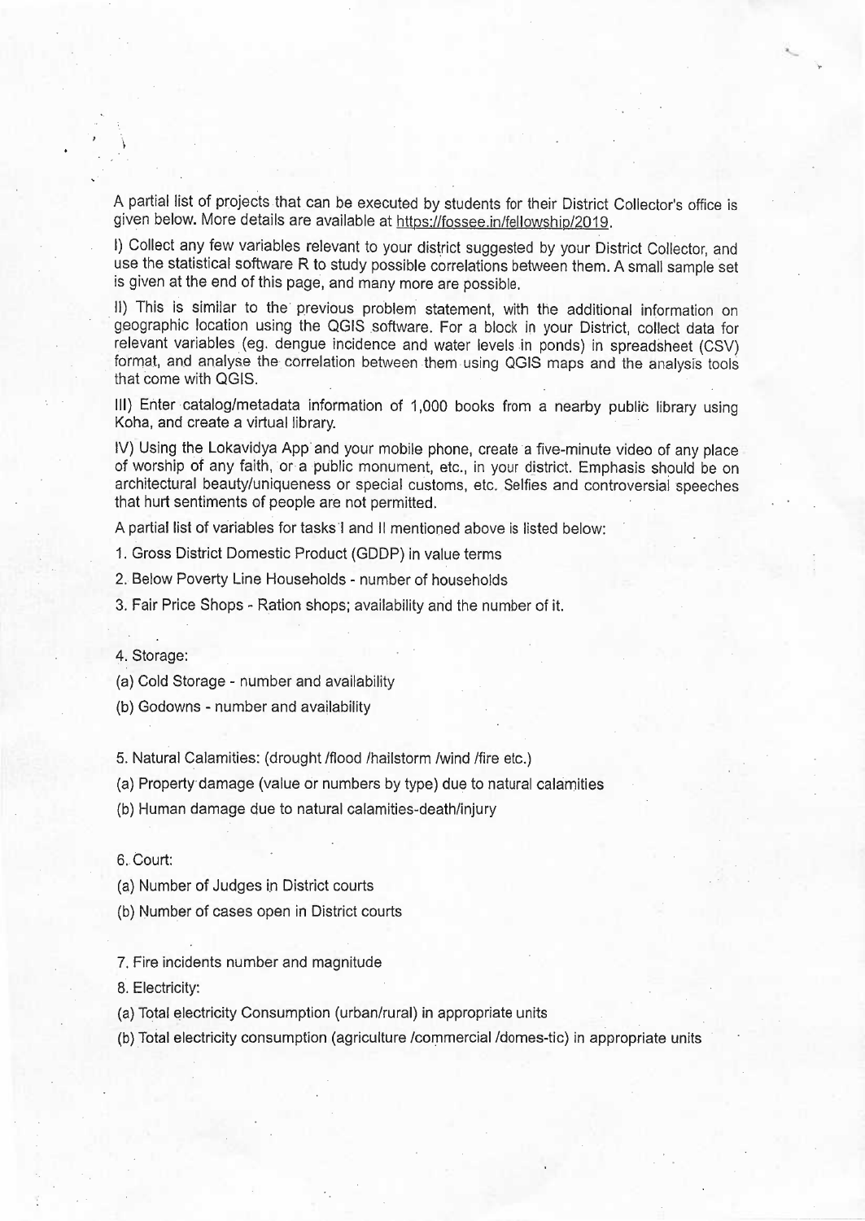A partial list of projects that can be executed by students for their District Collector's office is given below. More details are available at https://fossee.in/fellowship/2019.

I) Collect any few variables relevant to your district suggested by your District Collector, and use the statistical software R to study possible correlations between them. A small sample set is given at the end of this page, and many more are possible.

II) This is similar to the previous problem statement, with the additional information on geographic location using the QGIS software. For a block in your District, collect data for relevant variables (eg. dengue incidence and water levels in ponds) in spreadsheet (CSV) format, and analyse the correlation between them using QGIS maps and the analysis tools that come with QGIS.

III) Enter catalog/metadata information of 1,000 books from a nearby public library using Koha, and create a virtual library.

IV) Using the Lokavidya App and your mobile phone, create a five-minute video of any place of worship of any faith, or a public monument, etc., in your district. Emphasis should be on architectural beauty/uniqueness or special customs, etc. Selfies and controversial speeches that hurt sentiments of people are not permitted.

A partial list of variables for tasks I and II mentioned above is listed below:

1. Gross District Domestic Product (GDDP) in value terms

2. Below Poverty Line Households - number of households

3. Fair Price Shops - Ration shops; availability and the number of it.

4. Storage:

(a) Cold Storage - number and availability

(b) Godowns - number and availability

5. Natural Calamities: (drought /flood /hailstorm /wind /fire etc.)

(a) Property damage (value or numbers by type) due to natural calamities

(b) Human damage due to natural calamities-death/injury

6. Court:

(a) Number of Judges in District courts

(b) Number of cases open in District courts

7. Fire incidents number and magnitude

8. Electricity:

(a) Total electricity Consumption (urban/rural) in appropriate units

(b) Total electricity consumption (agriculture /commercial /domes-tic) in appropriate units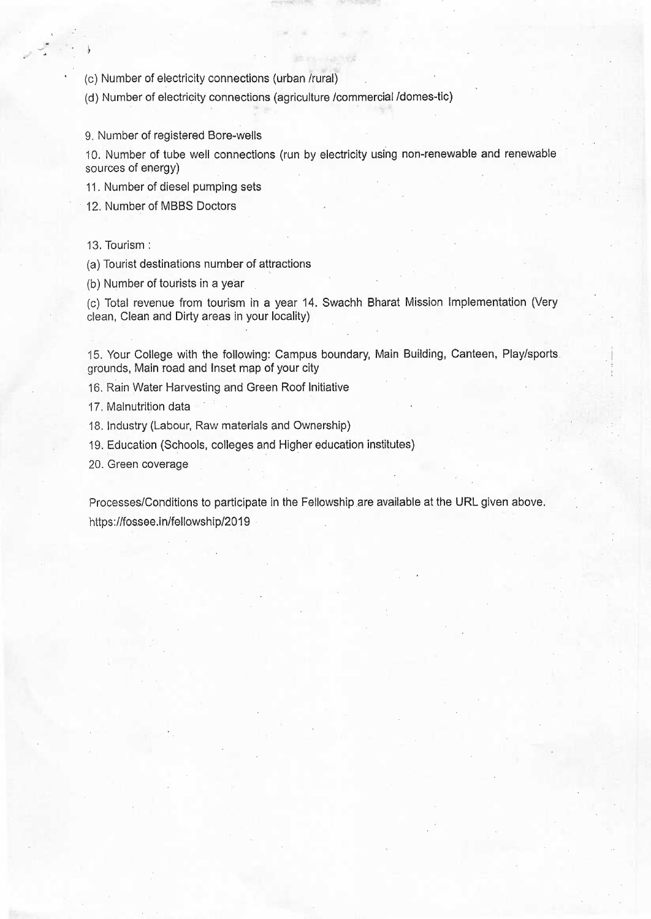(c) Number of electricity connections (urban /rural)

(d) Number of electricity connections (agriculture /commercial /domes-tic)

9. Number of registered Bore-wells

10. Number of tube well connections (run by electricity using non-renewable and renewable sources of energy)

11. Number of diesel pumping sets

12. Number of MBBS Doctors

13. Tourism :

(a) Tourist destinations number of attractions

(b) Number of tourists in a year

(c) Total revenue from tourism in a year 14. Swachh Bharat Mission Implementation (Very clean, Clean and Dirty areas in your locality)

15. Your College with the following: Campus boundary, Main Building, Canteen, Play/sports grounds, Main road and Inset map of your city

16. Rain Water Harvesting and Green Roof Initiative

17. Malnutrition data

18. Industry (Labour, Raw materials and Ownership)

19. Education (Schools, colleges and Higher education institutes)

20. Green coverage

Processes/Conditions to participate in the Fellowship are available at the URL given above.
https://fossee.in/fellowship/2019